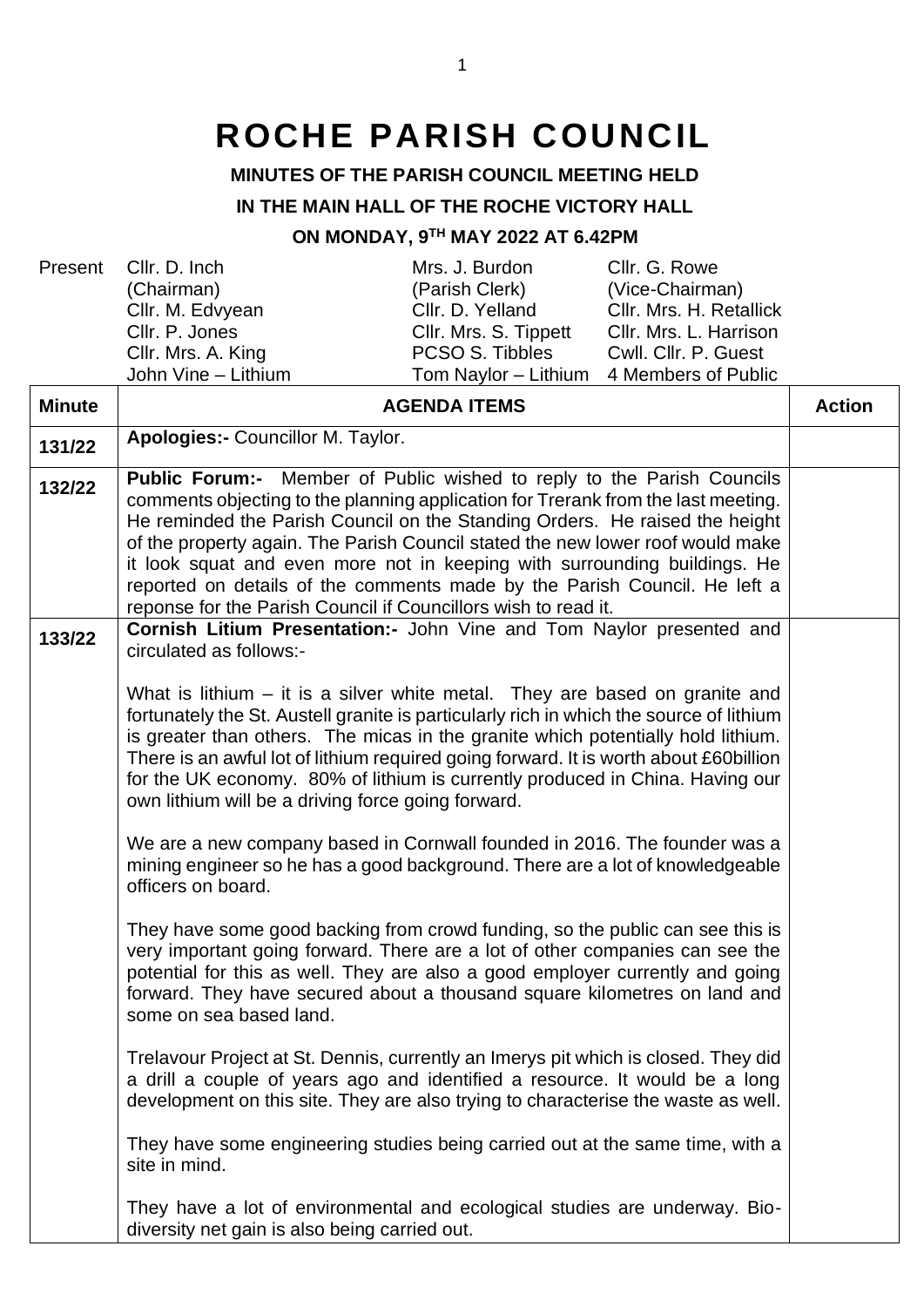# ROCHE PARISH COUNCIL

**MINUTES OF THE PARISH COUNCIL MEETING HELD**

**IN THE MAIN HALL OF THE ROCHE VICTORY HALL**

**ON MONDAY, 9TH MAY 2022 AT 6.42PM**

| Present | | | |
|---|---|---|---|
| | Cllr. D. Inch (Chairman) | Mrs. J. Burdon (Parish Clerk) | Cllr. G. Rowe (Vice-Chairman) |
| | Cllr. M. Edvyean | Cllr. D. Yelland | Cllr. Mrs. H. Retallick |
| | Cllr. P. Jones | Cllr. Mrs. S. Tippett | Cllr. Mrs. L. Harrison |
| | Cllr. Mrs. A. King | PCSO S. Tibbles | Cwll. Cllr. P. Guest |
| | John Vine – Lithium | Tom Naylor – Lithium | 4 Members of Public |

| Minute | AGENDA ITEMS | Action |
|---|---|---|
| 131/22 | **Apologies:-** Councillor M. Taylor. | |
| 132/22 | **Public Forum:-** Member of Public wished to reply to the Parish Councils comments objecting to the planning application for Trerank from the last meeting. He reminded the Parish Council on the Standing Orders. He raised the height of the property again. The Parish Council stated the new lower roof would make it look squat and even more not in keeping with surrounding buildings. He reported on details of the comments made by the Parish Council. He left a reponse for the Parish Council if Councillors wish to read it. | |
| 133/22 | **Cornish Litium Presentation:-** John Vine and Tom Naylor presented and circulated as follows:-<br><br>What is lithium – it is a silver white metal. They are based on granite and fortunately the St. Austell granite is particularly rich in which the source of lithium is greater than others. The micas in the granite which potentially hold lithium. There is an awful lot of lithium required going forward. It is worth about £60billion for the UK economy. 80% of lithium is currently produced in China. Having our own lithium will be a driving force going forward.<br><br>We are a new company based in Cornwall founded in 2016. The founder was a mining engineer so he has a good background. There are a lot of knowledgeable officers on board.<br><br>They have some good backing from crowd funding, so the public can see this is very important going forward. There are a lot of other companies can see the potential for this as well. They are also a good employer currently and going forward. They have secured about a thousand square kilometres on land and some on sea based land.<br><br>Trelavour Project at St. Dennis, currently an Imerys pit which is closed. They did a drill a couple of years ago and identified a resource. It would be a long development on this site. They are also trying to characterise the waste as well.<br><br>They have some engineering studies being carried out at the same time, with a site in mind.<br><br>They have a lot of environmental and ecological studies are underway. Bio-diversity net gain is also being carried out. | |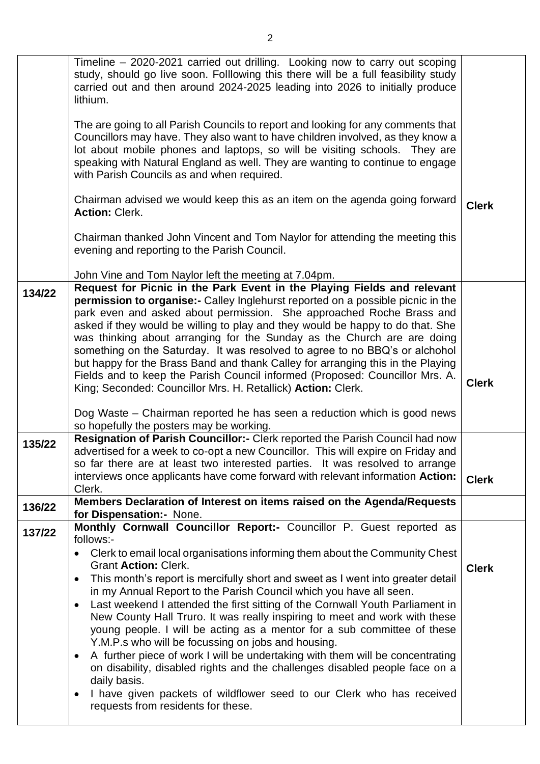| | | |
|---|---|---|
| | Timeline – 2020-2021 carried out drilling. Looking now to carry out scoping study, should go live soon. Folllowing this there will be a full feasibility study carried out and then around 2024-2025 leading into 2026 to initially produce lithium.<br><br>The are going to all Parish Councils to report and looking for any comments that Councillors may have. They also want to have children involved, as they know a lot about mobile phones and laptops, so will be visiting schools. They are speaking with Natural England as well. They are wanting to continue to engage with Parish Councils as and when required.<br><br>Chairman advised we would keep this as an item on the agenda going forward **Action:** Clerk.<br><br>Chairman thanked John Vincent and Tom Naylor for attending the meeting this evening and reporting to the Parish Council.<br><br>John Vine and Tom Naylor left the meeting at 7.04pm. | **Clerk** |
| **134/22** | **Request for Picnic in the Park Event in the Playing Fields and relevant permission to organise:-** Calley Inglehurst reported on a possible picnic in the park even and asked about permission. She approached Roche Brass and asked if they would be willing to play and they would be happy to do that. She was thinking about arranging for the Sunday as the Church are are doing something on the Saturday. It was resolved to agree to no BBQ's or alchohol but happy for the Brass Band and thank Calley for arranging this in the Playing Fields and to keep the Parish Council informed (Proposed: Councillor Mrs. A. King; Seconded: Councillor Mrs. H. Retallick) **Action:** Clerk.<br><br>Dog Waste – Chairman reported he has seen a reduction which is good news so hopefully the posters may be working. | **Clerk** |
| **135/22** | **Resignation of Parish Councillor:-** Clerk reported the Parish Council had now advertised for a week to co-opt a new Councillor. This will expire on Friday and so far there are at least two interested parties. It was resolved to arrange interviews once applicants have come forward with relevant information **Action:** Clerk. | **Clerk** |
| **136/22** | **Members Declaration of Interest on items raised on the Agenda/Requests for Dispensation:-** None. | |
| **137/22** | **Monthly Cornwall Councillor Report:-** Councillor P. Guest reported as follows:-<br>• Clerk to email local organisations informing them about the Community Chest Grant **Action:** Clerk.<br>• This month's report is mercifully short and sweet as I went into greater detail in my Annual Report to the Parish Council which you have all seen.<br>• Last weekend I attended the first sitting of the Cornwall Youth Parliament in New County Hall Truro. It was really inspiring to meet and work with these young people. I will be acting as a mentor for a sub committee of these Y.M.P.s who will be focussing on jobs and housing.<br>• A further piece of work I will be undertaking with them will be concentrating on disability, disabled rights and the challenges disabled people face on a daily basis.<br>• I have given packets of wildflower seed to our Clerk who has received requests from residents for these. | **Clerk** |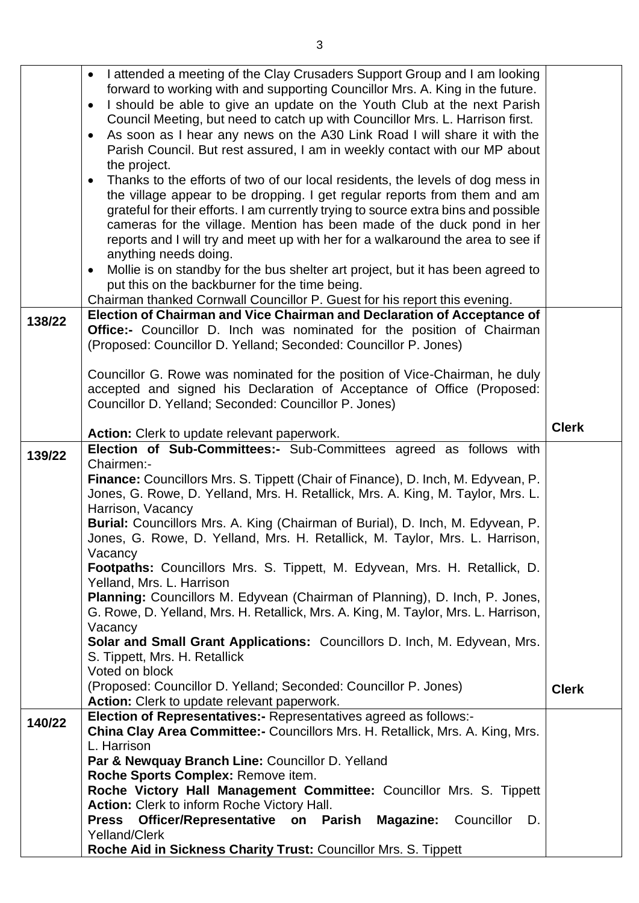| | | |
|---|---|---|
| | • I attended a meeting of the Clay Crusaders Support Group and I am looking forward to working with and supporting Councillor Mrs. A. King in the future.<br>• I should be able to give an update on the Youth Club at the next Parish Council Meeting, but need to catch up with Councillor Mrs. L. Harrison first.<br>• As soon as I hear any news on the A30 Link Road I will share it with the Parish Council. But rest assured, I am in weekly contact with our MP about the project.<br>• Thanks to the efforts of two of our local residents, the levels of dog mess in the village appear to be dropping. I get regular reports from them and am grateful for their efforts. I am currently trying to source extra bins and possible cameras for the village. Mention has been made of the duck pond in her reports and I will try and meet up with her for a walkaround the area to see if anything needs doing.<br>• Mollie is on standby for the bus shelter art project, but it has been agreed to put this on the backburner for the time being.<br>Chairman thanked Cornwall Councillor P. Guest for his report this evening. | |
| **138/22** | **Election of Chairman and Vice Chairman and Declaration of Acceptance of Office:-** Councillor D. Inch was nominated for the position of Chairman (Proposed: Councillor D. Yelland; Seconded: Councillor P. Jones)<br><br>Councillor G. Rowe was nominated for the position of Vice-Chairman, he duly accepted and signed his Declaration of Acceptance of Office (Proposed: Councillor D. Yelland; Seconded: Councillor P. Jones)<br><br>**Action:** Clerk to update relevant paperwork. | **Clerk** |
| **139/22** | **Election of Sub-Committees:-** Sub-Committees agreed as follows with Chairmen:-<br>**Finance:** Councillors Mrs. S. Tippett (Chair of Finance), D. Inch, M. Edyvean, P. Jones, G. Rowe, D. Yelland, Mrs. H. Retallick, Mrs. A. King, M. Taylor, Mrs. L. Harrison, Vacancy<br>**Burial:** Councillors Mrs. A. King (Chairman of Burial), D. Inch, M. Edyvean, P. Jones, G. Rowe, D. Yelland, Mrs. H. Retallick, M. Taylor, Mrs. L. Harrison, Vacancy<br>**Footpaths:** Councillors Mrs. S. Tippett, M. Edyvean, Mrs. H. Retallick, D. Yelland, Mrs. L. Harrison<br>**Planning:** Councillors M. Edyvean (Chairman of Planning), D. Inch, P. Jones, G. Rowe, D. Yelland, Mrs. H. Retallick, Mrs. A. King, M. Taylor, Mrs. L. Harrison, Vacancy<br>**Solar and Small Grant Applications:** Councillors D. Inch, M. Edyvean, Mrs. S. Tippett, Mrs. H. Retallick<br>Voted on block<br>(Proposed: Councillor D. Yelland; Seconded: Councillor P. Jones)<br>**Action:** Clerk to update relevant paperwork. | **Clerk** |
| **140/22** | **Election of Representatives:-** Representatives agreed as follows:-<br>**China Clay Area Committee:-** Councillors Mrs. H. Retallick, Mrs. A. King, Mrs. L. Harrison<br>**Par & Newquay Branch Line:** Councillor D. Yelland<br>**Roche Sports Complex:** Remove item.<br>**Roche Victory Hall Management Committee:** Councillor Mrs. S. Tippett<br>**Action:** Clerk to inform Roche Victory Hall.<br>**Press Officer/Representative on Parish Magazine:** Councillor D. Yelland/Clerk<br>**Roche Aid in Sickness Charity Trust:** Councillor Mrs. S. Tippett | |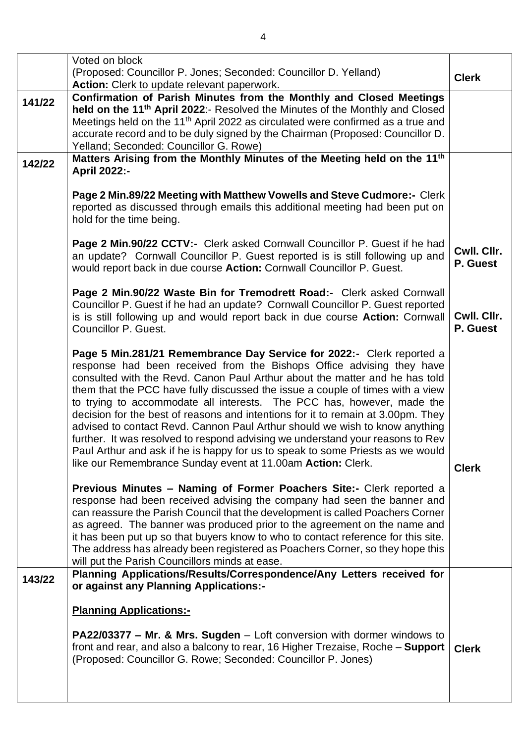| | | |
|---|---|---|
| | Voted on block<br>(Proposed: Councillor P. Jones; Seconded: Councillor D. Yelland)<br>**Action:** Clerk to update relevant paperwork. | **Clerk** |
| **141/22** | **Confirmation of Parish Minutes from the Monthly and Closed Meetings held on the 11th April 2022**:- Resolved the Minutes of the Monthly and Closed Meetings held on the 11th April 2022 as circulated were confirmed as a true and accurate record and to be duly signed by the Chairman (Proposed: Councillor D. Yelland; Seconded: Councillor G. Rowe) | |
| **142/22** | **Matters Arising from the Monthly Minutes of the Meeting held on the 11th April 2022:-**<br><br>**Page 2 Min.89/22 Meeting with Matthew Vowells and Steve Cudmore:-** Clerk reported as discussed through emails this additional meeting had been put on hold for the time being.<br><br>**Page 2 Min.90/22 CCTV:-** Clerk asked Cornwall Councillor P. Guest if he had an update? Cornwall Councillor P. Guest reported is is still following up and would report back in due course **Action:** Cornwall Councillor P. Guest.<br><br>**Page 2 Min.90/22 Waste Bin for Tremodrett Road:-** Clerk asked Cornwall Councillor P. Guest if he had an update? Cornwall Councillor P. Guest reported is is still following up and would report back in due course **Action:** Cornwall Councillor P. Guest.<br><br>**Page 5 Min.281/21 Remembrance Day Service for 2022:-** Clerk reported a response had been received from the Bishops Office advising they have consulted with the Revd. Canon Paul Arthur about the matter and he has told them that the PCC have fully discussed the issue a couple of times with a view to trying to accommodate all interests. The PCC has, however, made the decision for the best of reasons and intentions for it to remain at 3.00pm. They advised to contact Revd. Cannon Paul Arthur should we wish to know anything further. It was resolved to respond advising we understand your reasons to Rev Paul Arthur and ask if he is happy for us to speak to some Priests as we would like our Remembrance Sunday event at 11.00am **Action:** Clerk.<br><br>**Previous Minutes – Naming of Former Poachers Site:-** Clerk reported a response had been received advising the company had seen the banner and can reassure the Parish Council that the development is called Poachers Corner as agreed. The banner was produced prior to the agreement on the name and it has been put up so that buyers know to who to contact reference for this site. The address has already been registered as Poachers Corner, so they hope this will put the Parish Councillors minds at ease. | <br><br><br><br><br><br>**Cwll. Cllr. P. Guest**<br><br><br>**Cwll. Cllr. P. Guest**<br><br><br><br><br><br><br><br><br><br><br>**Clerk** |
| **143/22** | **Planning Applications/Results/Correspondence/Any Letters received for or against any Planning Applications:-**<br><br>**<u>Planning Applications:-</u>**<br><br>**PA22/03377 – Mr. & Mrs. Sugden** – Loft conversion with dormer windows to front and rear, and also a balcony to rear, 16 Higher Trezaise, Roche – **Support** (Proposed: Councillor G. Rowe; Seconded: Councillor P. Jones) | <br><br><br><br><br><br>**Clerk** |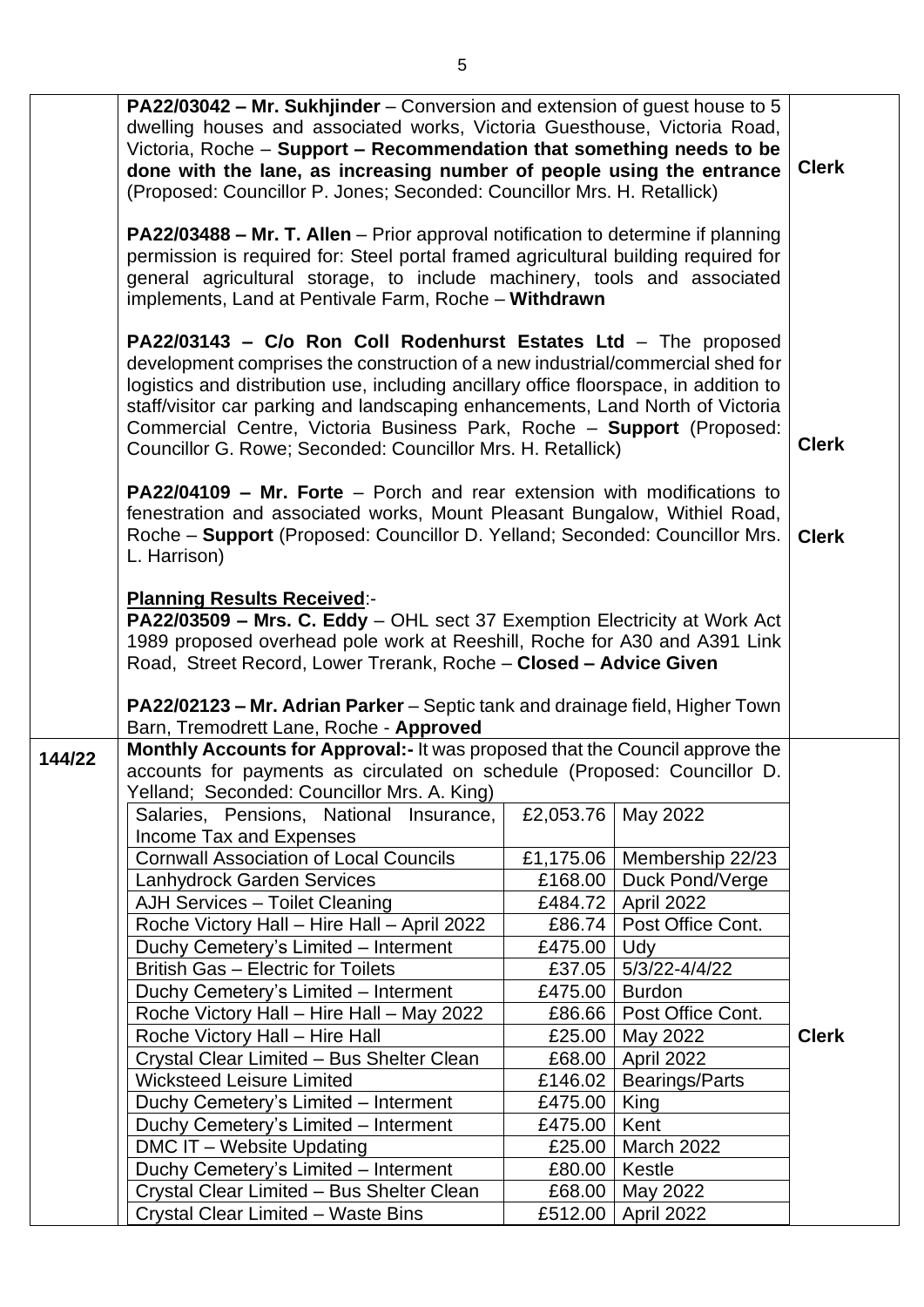**PA22/03042 – Mr. Sukhjinder** – Conversion and extension of guest house to 5 dwelling houses and associated works, Victoria Guesthouse, Victoria Road, Victoria, Roche – **Support – Recommendation that something needs to be done with the lane, as increasing number of people using the entrance** (Proposed: Councillor P. Jones; Seconded: Councillor Mrs. H. Retallick) — **Clerk**

**PA22/03488 – Mr. T. Allen** – Prior approval notification to determine if planning permission is required for: Steel portal framed agricultural building required for general agricultural storage, to include machinery, tools and associated implements, Land at Pentivale Farm, Roche – **Withdrawn**

**PA22/03143 – C/o Ron Coll Rodenhurst Estates Ltd** – The proposed development comprises the construction of a new industrial/commercial shed for logistics and distribution use, including ancillary office floorspace, in addition to staff/visitor car parking and landscaping enhancements, Land North of Victoria Commercial Centre, Victoria Business Park, Roche – **Support** (Proposed: Councillor G. Rowe; Seconded: Councillor Mrs. H. Retallick) — **Clerk**

**PA22/04109 – Mr. Forte** – Porch and rear extension with modifications to fenestration and associated works, Mount Pleasant Bungalow, Withiel Road, Roche – **Support** (Proposed: Councillor D. Yelland; Seconded: Councillor Mrs. L. Harrison) — **Clerk**

**Planning Results Received**:-

**PA22/03509 – Mrs. C. Eddy** – OHL sect 37 Exemption Electricity at Work Act 1989 proposed overhead pole work at Reeshill, Roche for A30 and A391 Link Road, Street Record, Lower Trerank, Roche – **Closed – Advice Given**

**PA22/02123 – Mr. Adrian Parker** – Septic tank and drainage field, Higher Town Barn, Tremodrett Lane, Roche - **Approved**

**144/22** **Monthly Accounts for Approval:-** It was proposed that the Council approve the accounts for payments as circulated on schedule (Proposed: Councillor D. Yelland; Seconded: Councillor Mrs. A. King) — **Clerk**

| Payee | Amount | Details |
|---|---|---|
| Salaries, Pensions, National Insurance, Income Tax and Expenses | £2,053.76 | May 2022 |
| Cornwall Association of Local Councils | £1,175.06 | Membership 22/23 |
| Lanhydrock Garden Services | £168.00 | Duck Pond/Verge |
| AJH Services – Toilet Cleaning | £484.72 | April 2022 |
| Roche Victory Hall – Hire Hall – April 2022 | £86.74 | Post Office Cont. |
| Duchy Cemetery's Limited – Interment | £475.00 | Udy |
| British Gas – Electric for Toilets | £37.05 | 5/3/22-4/4/22 |
| Duchy Cemetery's Limited – Interment | £475.00 | Burdon |
| Roche Victory Hall – Hire Hall – May 2022 | £86.66 | Post Office Cont. |
| Roche Victory Hall – Hire Hall | £25.00 | May 2022 |
| Crystal Clear Limited – Bus Shelter Clean | £68.00 | April 2022 |
| Wicksteed Leisure Limited | £146.02 | Bearings/Parts |
| Duchy Cemetery's Limited – Interment | £475.00 | King |
| Duchy Cemetery's Limited – Interment | £475.00 | Kent |
| DMC IT – Website Updating | £25.00 | March 2022 |
| Duchy Cemetery's Limited – Interment | £80.00 | Kestle |
| Crystal Clear Limited – Bus Shelter Clean | £68.00 | May 2022 |
| Crystal Clear Limited – Waste Bins | £512.00 | April 2022 |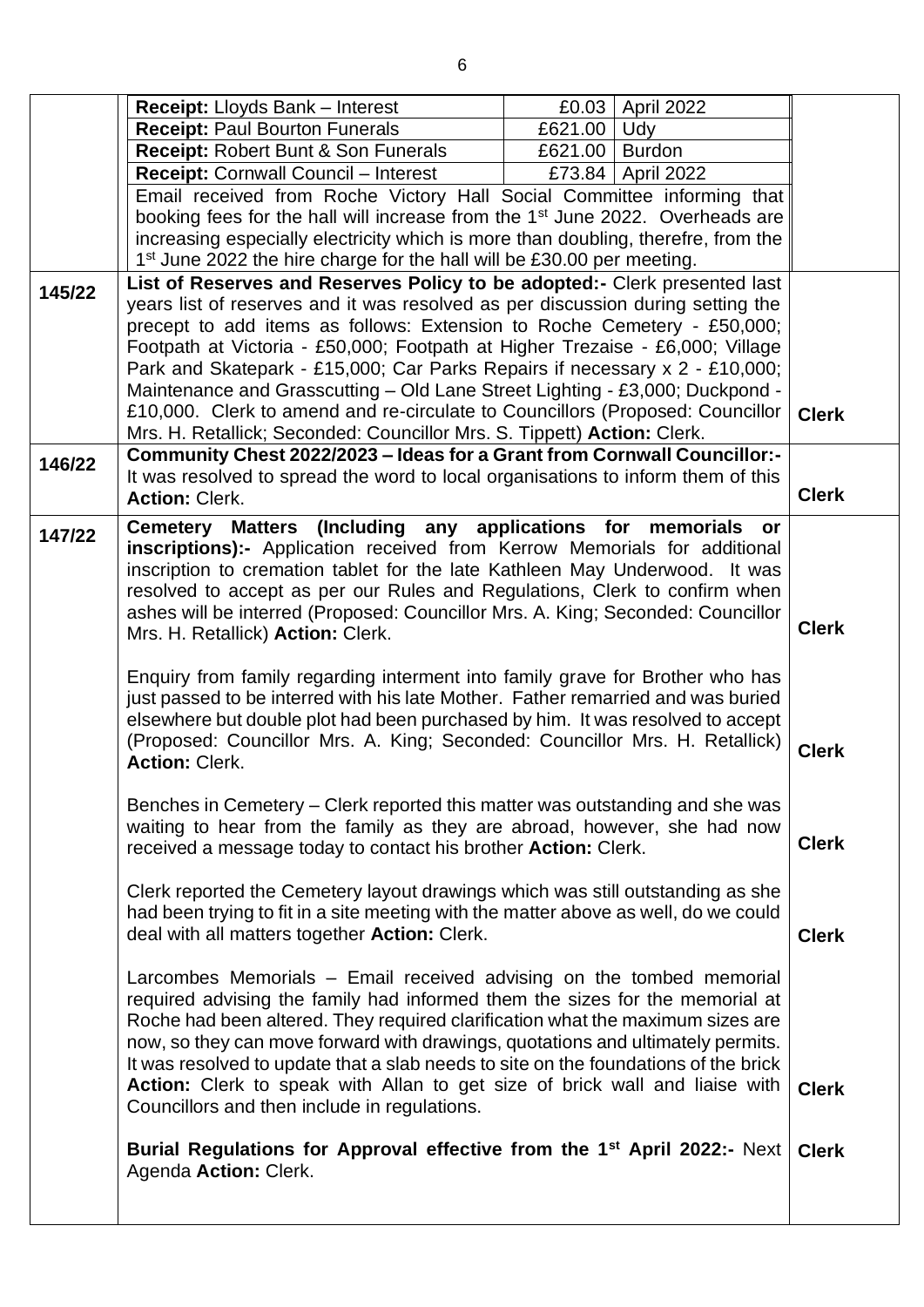| | | |
|---|---|---|
| | **Receipt:** Lloyds Bank – Interest £0.03 April 2022<br>**Receipt:** Paul Bourton Funerals £621.00 Udy<br>**Receipt:** Robert Bunt & Son Funerals £621.00 Burdon<br>**Receipt:** Cornwall Council – Interest £73.84 April 2022<br>Email received from Roche Victory Hall Social Committee informing that booking fees for the hall will increase from the 1st June 2022. Overheads are increasing especially electricity which is more than doubling, therefre, from the 1st June 2022 the hire charge for the hall will be £30.00 per meeting. | |
| **145/22** | **List of Reserves and Reserves Policy to be adopted:-** Clerk presented last years list of reserves and it was resolved as per discussion during setting the precept to add items as follows: Extension to Roche Cemetery - £50,000; Footpath at Victoria - £50,000; Footpath at Higher Trezaise - £6,000; Village Park and Skatepark - £15,000; Car Parks Repairs if necessary x 2 - £10,000; Maintenance and Grasscutting – Old Lane Street Lighting - £3,000; Duckpond - £10,000. Clerk to amend and re-circulate to Councillors (Proposed: Councillor Mrs. H. Retallick; Seconded: Councillor Mrs. S. Tippett) **Action:** Clerk. | **Clerk** |
| **146/22** | **Community Chest 2022/2023 – Ideas for a Grant from Cornwall Councillor:-** It was resolved to spread the word to local organisations to inform them of this **Action:** Clerk. | **Clerk** |
| **147/22** | **Cemetery Matters (Including any applications for memorials or inscriptions):-** Application received from Kerrow Memorials for additional inscription to cremation tablet for the late Kathleen May Underwood. It was resolved to accept as per our Rules and Regulations, Clerk to confirm when ashes will be interred (Proposed: Councillor Mrs. A. King; Seconded: Councillor Mrs. H. Retallick) **Action:** Clerk. | **Clerk** |
| | Enquiry from family regarding interment into family grave for Brother who has just passed to be interred with his late Mother. Father remarried and was buried elsewhere but double plot had been purchased by him. It was resolved to accept (Proposed: Councillor Mrs. A. King; Seconded: Councillor Mrs. H. Retallick) **Action:** Clerk. | **Clerk** |
| | Benches in Cemetery – Clerk reported this matter was outstanding and she was waiting to hear from the family as they are abroad, however, she had now received a message today to contact his brother **Action:** Clerk. | **Clerk** |
| | Clerk reported the Cemetery layout drawings which was still outstanding as she had been trying to fit in a site meeting with the matter above as well, do we could deal with all matters together **Action:** Clerk. | **Clerk** |
| | Larcombes Memorials – Email received advising on the tombed memorial required advising the family had informed them the sizes for the memorial at Roche had been altered. They required clarification what the maximum sizes are now, so they can move forward with drawings, quotations and ultimately permits. It was resolved to update that a slab needs to site on the foundations of the brick **Action:** Clerk to speak with Allan to get size of brick wall and liaise with Councillors and then include in regulations. | **Clerk** |
| | **Burial Regulations for Approval effective from the 1st April 2022:-** Next Agenda **Action:** Clerk. | **Clerk** |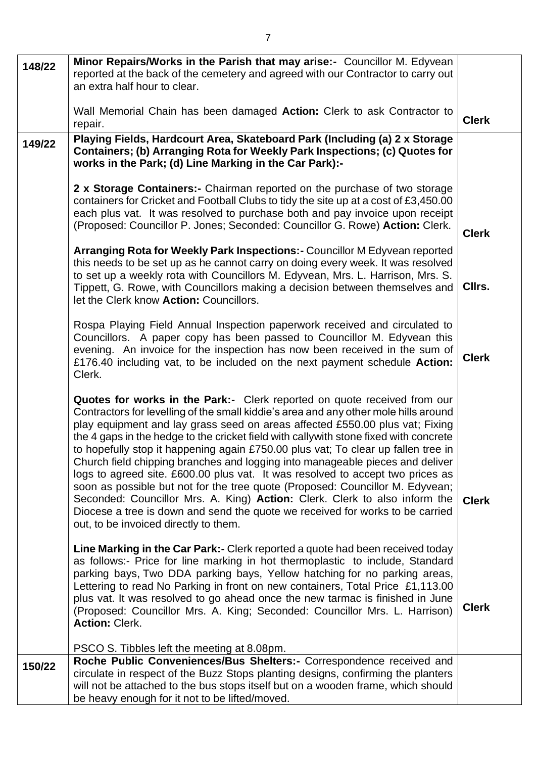| | | |
|---|---|---|
| 148/22 | **Minor Repairs/Works in the Parish that may arise:-** Councillor M. Edyvean reported at the back of the cemetery and agreed with our Contractor to carry out an extra half hour to clear.<br><br>Wall Memorial Chain has been damaged **Action:** Clerk to ask Contractor to repair. | **Clerk** |
| 149/22 | **Playing Fields, Hardcourt Area, Skateboard Park (Including (a) 2 x Storage Containers; (b) Arranging Rota for Weekly Park Inspections; (c) Quotes for works in the Park; (d) Line Marking in the Car Park):-**<br><br>**2 x Storage Containers:-** Chairman reported on the purchase of two storage containers for Cricket and Football Clubs to tidy the site up at a cost of £3,450.00 each plus vat. It was resolved to purchase both and pay invoice upon receipt (Proposed: Councillor P. Jones; Seconded: Councillor G. Rowe) **Action:** Clerk. | **Clerk** |
| | **Arranging Rota for Weekly Park Inspections:-** Councillor M Edyvean reported this needs to be set up as he cannot carry on doing every week. It was resolved to set up a weekly rota with Councillors M. Edyvean, Mrs. L. Harrison, Mrs. S. Tippett, G. Rowe, with Councillors making a decision between themselves and let the Clerk know **Action:** Councillors. | **Cllrs.** |
| | Rospa Playing Field Annual Inspection paperwork received and circulated to Councillors. A paper copy has been passed to Councillor M. Edyvean this evening. An invoice for the inspection has now been received in the sum of £176.40 including vat, to be included on the next payment schedule **Action:** Clerk. | **Clerk** |
| | **Quotes for works in the Park:-** Clerk reported on quote received from our Contractors for levelling of the small kiddie's area and any other mole hills around play equipment and lay grass seed on areas affected £550.00 plus vat; Fixing the 4 gaps in the hedge to the cricket field with callywith stone fixed with concrete to hopefully stop it happening again £750.00 plus vat; To clear up fallen tree in Church field chipping branches and logging into manageable pieces and deliver logs to agreed site. £600.00 plus vat. It was resolved to accept two prices as soon as possible but not for the tree quote (Proposed: Councillor M. Edyvean; Seconded: Councillor Mrs. A. King) **Action:** Clerk. Clerk to also inform the Diocese a tree is down and send the quote we received for works to be carried out, to be invoiced directly to them. | **Clerk** |
| | **Line Marking in the Car Park:-** Clerk reported a quote had been received today as follows:- Price for line marking in hot thermoplastic to include, Standard parking bays, Two DDA parking bays, Yellow hatching for no parking areas, Lettering to read No Parking in front on new containers, Total Price £1,113.00 plus vat. It was resolved to go ahead once the new tarmac is finished in June (Proposed: Councillor Mrs. A. King; Seconded: Councillor Mrs. L. Harrison) **Action:** Clerk.<br><br>PSCO S. Tibbles left the meeting at 8.08pm. | **Clerk** |
| 150/22 | **Roche Public Conveniences/Bus Shelters:-** Correspondence received and circulate in respect of the Buzz Stops planting designs, confirming the planters will not be attached to the bus stops itself but on a wooden frame, which should be heavy enough for it not to be lifted/moved. | |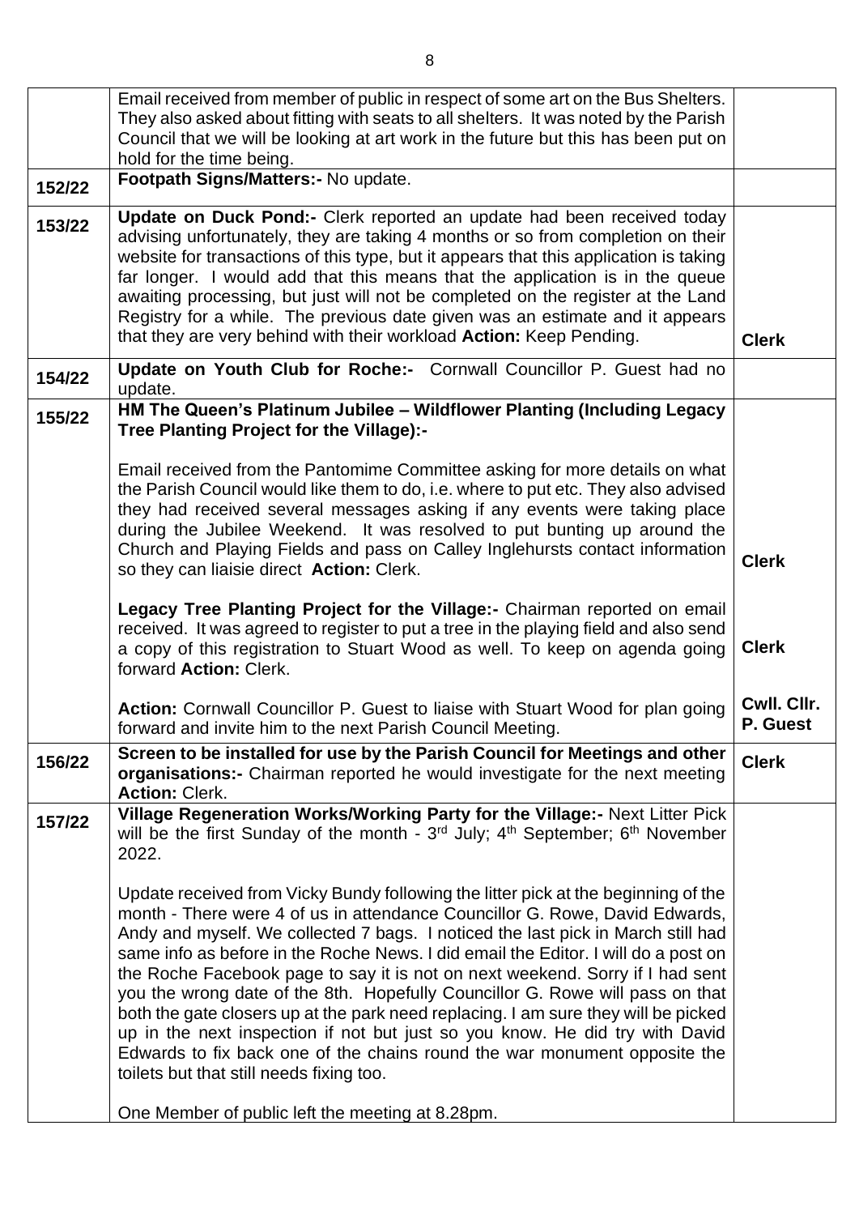| | | |
|---|---|---|
| | Email received from member of public in respect of some art on the Bus Shelters. They also asked about fitting with seats to all shelters. It was noted by the Parish Council that we will be looking at art work in the future but this has been put on hold for the time being. | |
| 152/22 | **Footpath Signs/Matters:-** No update. | |
| 153/22 | **Update on Duck Pond:-** Clerk reported an update had been received today advising unfortunately, they are taking 4 months or so from completion on their website for transactions of this type, but it appears that this application is taking far longer. I would add that this means that the application is in the queue awaiting processing, but just will not be completed on the register at the Land Registry for a while. The previous date given was an estimate and it appears that they are very behind with their workload **Action:** Keep Pending. | **Clerk** |
| 154/22 | **Update on Youth Club for Roche:-** Cornwall Councillor P. Guest had no update. | |
| 155/22 | **HM The Queen's Platinum Jubilee – Wildflower Planting (Including Legacy Tree Planting Project for the Village):-**<br><br>Email received from the Pantomime Committee asking for more details on what the Parish Council would like them to do, i.e. where to put etc. They also advised they had received several messages asking if any events were taking place during the Jubilee Weekend. It was resolved to put bunting up around the Church and Playing Fields and pass on Calley Inglehursts contact information so they can liaisie direct **Action:** Clerk.<br><br>**Legacy Tree Planting Project for the Village:-** Chairman reported on email received. It was agreed to register to put a tree in the playing field and also send a copy of this registration to Stuart Wood as well. To keep on agenda going forward **Action:** Clerk.<br><br>**Action:** Cornwall Councillor P. Guest to liaise with Stuart Wood for plan going forward and invite him to the next Parish Council Meeting. | **Clerk**<br><br>**Clerk**<br><br>**Cwll. Cllr. P. Guest** |
| 156/22 | **Screen to be installed for use by the Parish Council for Meetings and other organisations:-** Chairman reported he would investigate for the next meeting **Action:** Clerk. | **Clerk** |
| 157/22 | **Village Regeneration Works/Working Party for the Village:-** Next Litter Pick will be the first Sunday of the month - 3rd July; 4th September; 6th November 2022.<br><br>Update received from Vicky Bundy following the litter pick at the beginning of the month - There were 4 of us in attendance Councillor G. Rowe, David Edwards, Andy and myself. We collected 7 bags. I noticed the last pick in March still had same info as before in the Roche News. I did email the Editor. I will do a post on the Roche Facebook page to say it is not on next weekend. Sorry if I had sent you the wrong date of the 8th. Hopefully Councillor G. Rowe will pass on that both the gate closers up at the park need replacing. I am sure they will be picked up in the next inspection if not but just so you know. He did try with David Edwards to fix back one of the chains round the war monument opposite the toilets but that still needs fixing too.<br><br>One Member of public left the meeting at 8.28pm. | |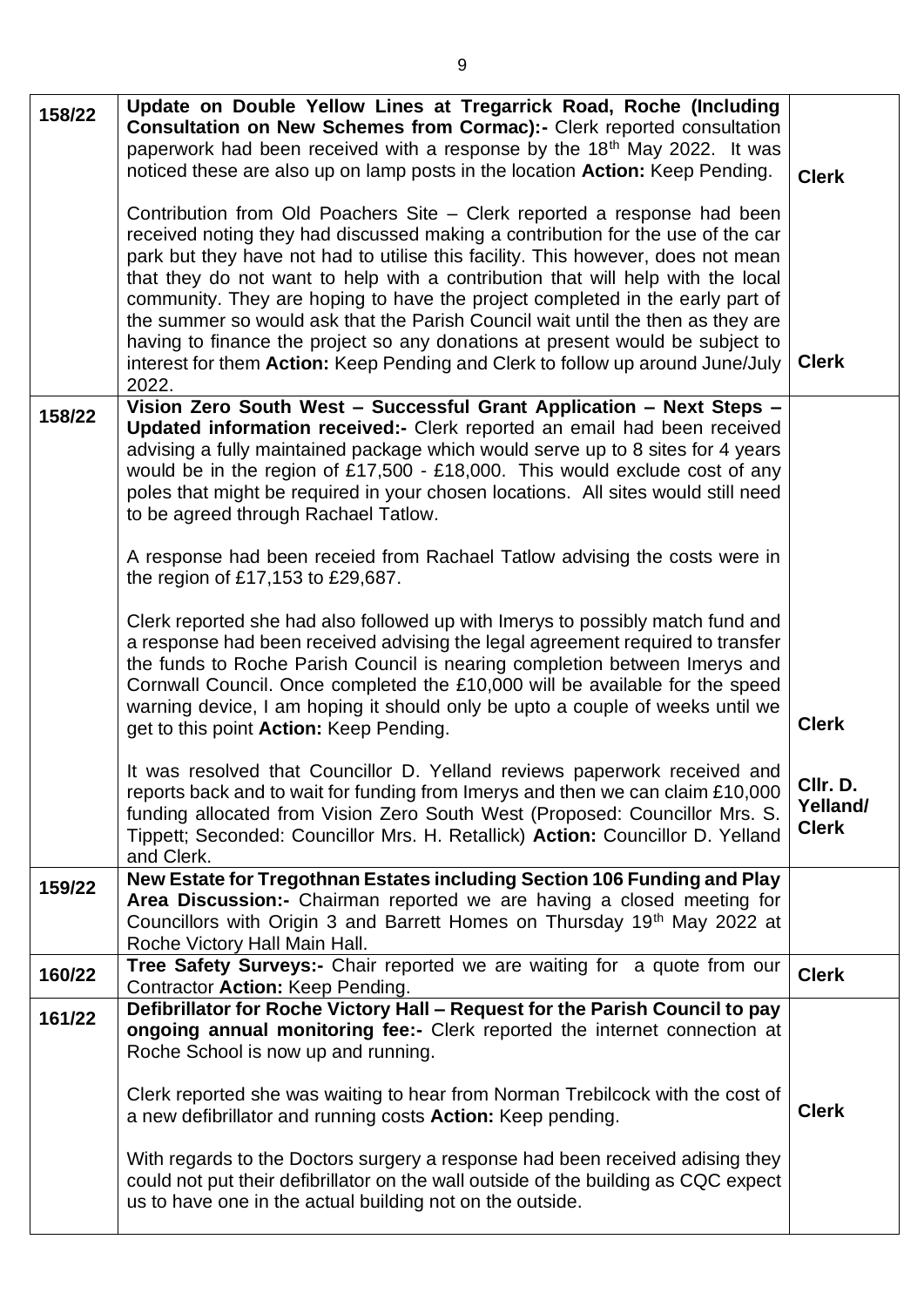| | | |
|---|---|---|
| 158/22 | **Update on Double Yellow Lines at Tregarrick Road, Roche (Including Consultation on New Schemes from Cormac):-** Clerk reported consultation paperwork had been received with a response by the 18th May 2022. It was noticed these are also up on lamp posts in the location **Action:** Keep Pending.<br><br>Contribution from Old Poachers Site – Clerk reported a response had been received noting they had discussed making a contribution for the use of the car park but they have not had to utilise this facility. This however, does not mean that they do not want to help with a contribution that will help with the local community. They are hoping to have the project completed in the early part of the summer so would ask that the Parish Council wait until the then as they are having to finance the project so any donations at present would be subject to interest for them **Action:** Keep Pending and Clerk to follow up around June/July 2022. | **Clerk**<br><br><br><br><br><br><br><br>**Clerk** |
| 158/22 | **Vision Zero South West – Successful Grant Application – Next Steps – Updated information received:-** Clerk reported an email had been received advising a fully maintained package which would serve up to 8 sites for 4 years would be in the region of £17,500 - £18,000. This would exclude cost of any poles that might be required in your chosen locations. All sites would still need to be agreed through Rachael Tatlow.<br><br>A response had been receied from Rachael Tatlow advising the costs were in the region of £17,153 to £29,687.<br><br>Clerk reported she had also followed up with Imerys to possibly match fund and a response had been received advising the legal agreement required to transfer the funds to Roche Parish Council is nearing completion between Imerys and Cornwall Council. Once completed the £10,000 will be available for the speed warning device, I am hoping it should only be upto a couple of weeks until we get to this point **Action:** Keep Pending.<br><br>It was resolved that Councillor D. Yelland reviews paperwork received and reports back and to wait for funding from Imerys and then we can claim £10,000 funding allocated from Vision Zero South West (Proposed: Councillor Mrs. S. Tippett; Seconded: Councillor Mrs. H. Retallick) **Action:** Councillor D. Yelland and Clerk. | **Clerk**<br><br>**Cllr. D. Yelland/ Clerk** |
| 159/22 | **New Estate for Tregothnan Estates including Section 106 Funding and Play Area Discussion:-** Chairman reported we are having a closed meeting for Councillors with Origin 3 and Barrett Homes on Thursday 19th May 2022 at Roche Victory Hall Main Hall. | |
| 160/22 | **Tree Safety Surveys:-** Chair reported we are waiting for a quote from our Contractor **Action:** Keep Pending. | **Clerk** |
| 161/22 | **Defibrillator for Roche Victory Hall – Request for the Parish Council to pay ongoing annual monitoring fee:-** Clerk reported the internet connection at Roche School is now up and running.<br><br>Clerk reported she was waiting to hear from Norman Trebilcock with the cost of a new defibrillator and running costs **Action:** Keep pending.<br><br>With regards to the Doctors surgery a response had been received adising they could not put their defibrillator on the wall outside of the building as CQC expect us to have one in the actual building not on the outside. | **Clerk** |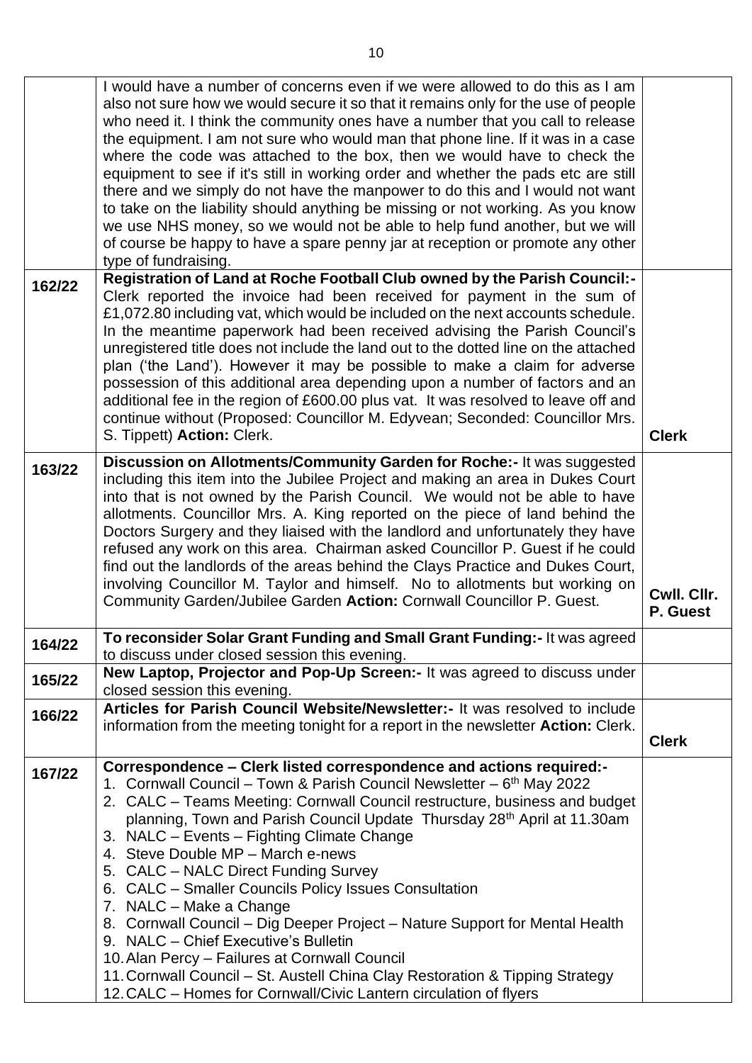| | | |
|---|---|---|
| | I would have a number of concerns even if we were allowed to do this as I am also not sure how we would secure it so that it remains only for the use of people who need it. I think the community ones have a number that you call to release the equipment. I am not sure who would man that phone line. If it was in a case where the code was attached to the box, then we would have to check the equipment to see if it's still in working order and whether the pads etc are still there and we simply do not have the manpower to do this and I would not want to take on the liability should anything be missing or not working. As you know we use NHS money, so we would not be able to help fund another, but we will of course be happy to have a spare penny jar at reception or promote any other type of fundraising. | |
| **162/22** | **Registration of Land at Roche Football Club owned by the Parish Council:-** Clerk reported the invoice had been received for payment in the sum of £1,072.80 including vat, which would be included on the next accounts schedule. In the meantime paperwork had been received advising the Parish Council's unregistered title does not include the land out to the dotted line on the attached plan ('the Land'). However it may be possible to make a claim for adverse possession of this additional area depending upon a number of factors and an additional fee in the region of £600.00 plus vat. It was resolved to leave off and continue without (Proposed: Councillor M. Edyvean; Seconded: Councillor Mrs. S. Tippett) **Action:** Clerk. | **Clerk** |
| **163/22** | **Discussion on Allotments/Community Garden for Roche:-** It was suggested including this item into the Jubilee Project and making an area in Dukes Court into that is not owned by the Parish Council. We would not be able to have allotments. Councillor Mrs. A. King reported on the piece of land behind the Doctors Surgery and they liaised with the landlord and unfortunately they have refused any work on this area. Chairman asked Councillor P. Guest if he could find out the landlords of the areas behind the Clays Practice and Dukes Court, involving Councillor M. Taylor and himself. No to allotments but working on Community Garden/Jubilee Garden **Action:** Cornwall Councillor P. Guest. | **Cwll. Cllr. P. Guest** |
| **164/22** | **To reconsider Solar Grant Funding and Small Grant Funding:-** It was agreed to discuss under closed session this evening. | |
| **165/22** | **New Laptop, Projector and Pop-Up Screen:-** It was agreed to discuss under closed session this evening. | |
| **166/22** | **Articles for Parish Council Website/Newsletter:-** It was resolved to include information from the meeting tonight for a report in the newsletter **Action:** Clerk. | **Clerk** |
| **167/22** | **Correspondence – Clerk listed correspondence and actions required:-**<br>1. Cornwall Council – Town & Parish Council Newsletter – 6th May 2022<br>2. CALC – Teams Meeting: Cornwall Council restructure, business and budget planning, Town and Parish Council Update Thursday 28th April at 11.30am<br>3. NALC – Events – Fighting Climate Change<br>4. Steve Double MP – March e-news<br>5. CALC – NALC Direct Funding Survey<br>6. CALC – Smaller Councils Policy Issues Consultation<br>7. NALC – Make a Change<br>8. Cornwall Council – Dig Deeper Project – Nature Support for Mental Health<br>9. NALC – Chief Executive's Bulletin<br>10. Alan Percy – Failures at Cornwall Council<br>11. Cornwall Council – St. Austell China Clay Restoration & Tipping Strategy<br>12. CALC – Homes for Cornwall/Civic Lantern circulation of flyers | |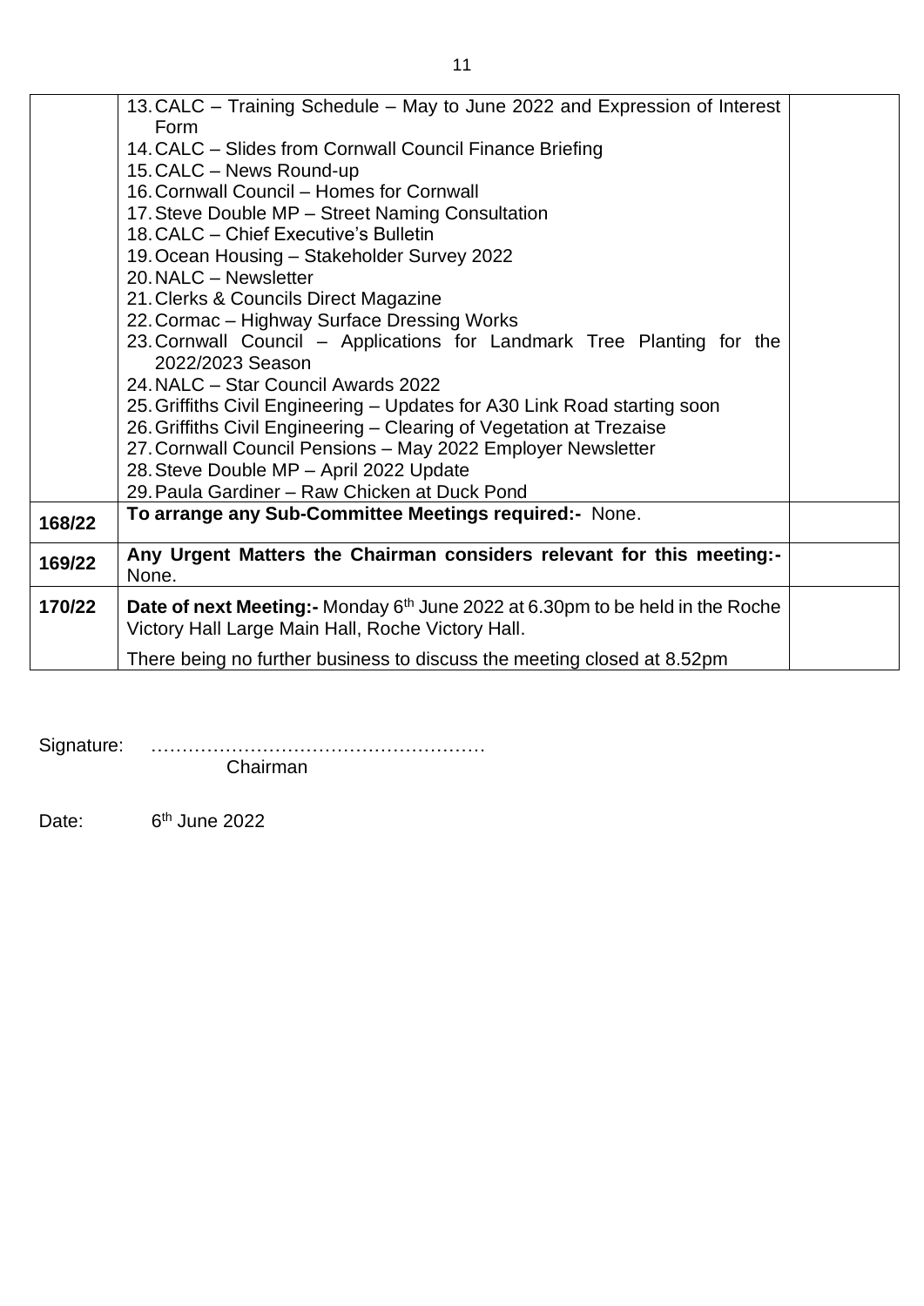| | | |
|---|---|---|
| | 13. CALC – Training Schedule – May to June 2022 and Expression of Interest Form<br>14. CALC – Slides from Cornwall Council Finance Briefing<br>15. CALC – News Round-up<br>16. Cornwall Council – Homes for Cornwall<br>17. Steve Double MP – Street Naming Consultation<br>18. CALC – Chief Executive's Bulletin<br>19. Ocean Housing – Stakeholder Survey 2022<br>20. NALC – Newsletter<br>21. Clerks & Councils Direct Magazine<br>22. Cormac – Highway Surface Dressing Works<br>23. Cornwall Council – Applications for Landmark Tree Planting for the 2022/2023 Season<br>24. NALC – Star Council Awards 2022<br>25. Griffiths Civil Engineering – Updates for A30 Link Road starting soon<br>26. Griffiths Civil Engineering – Clearing of Vegetation at Trezaise<br>27. Cornwall Council Pensions – May 2022 Employer Newsletter<br>28. Steve Double MP – April 2022 Update<br>29. Paula Gardiner – Raw Chicken at Duck Pond | |
| **168/22** | **To arrange any Sub-Committee Meetings required:-** None. | |
| **169/22** | **Any Urgent Matters the Chairman considers relevant for this meeting:-** None. | |
| **170/22** | **Date of next Meeting:-** Monday 6th June 2022 at 6.30pm to be held in the Roche Victory Hall Large Main Hall, Roche Victory Hall.<br><br>There being no further business to discuss the meeting closed at 8.52pm | |

Signature: ………………………………………………
Chairman

Date: 6th June 2022